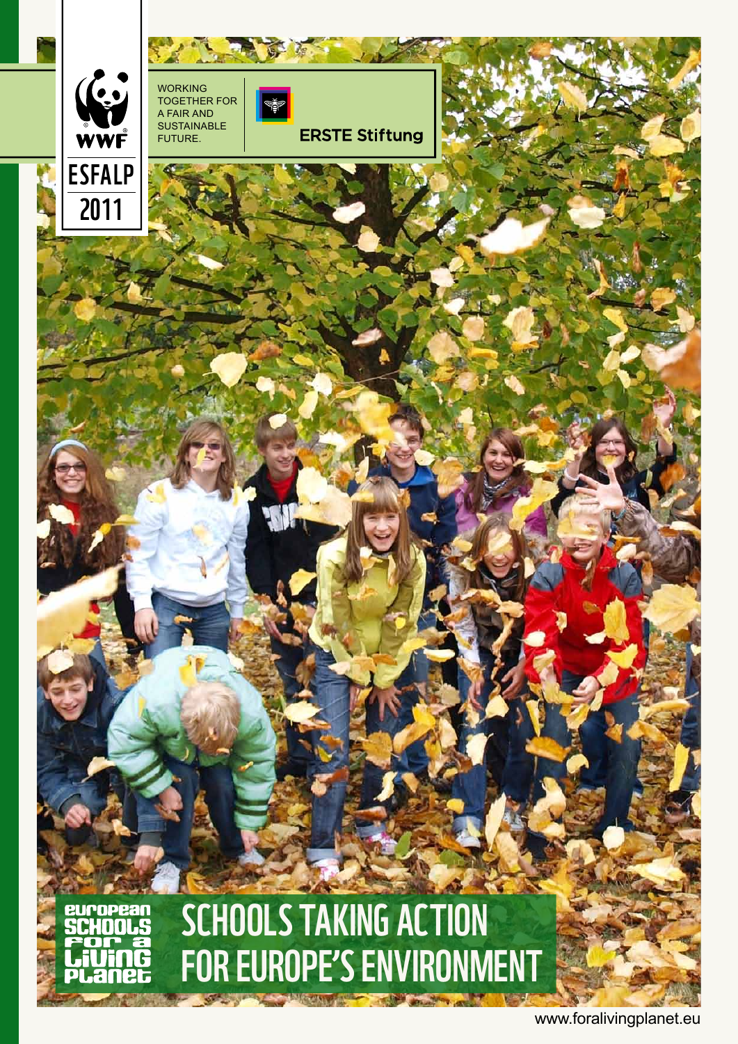WWF

ESFALP

2011

WORKING TOGETHER FOR A FAIR AND SUSTAINABLE FUTURE.

ERSTE Stiftung

European Schools for a Living Planet

# SCHOOLS TAKING ACTION FOR EUROPE'S ENVIRONMENT

www.foralivingplanet.eu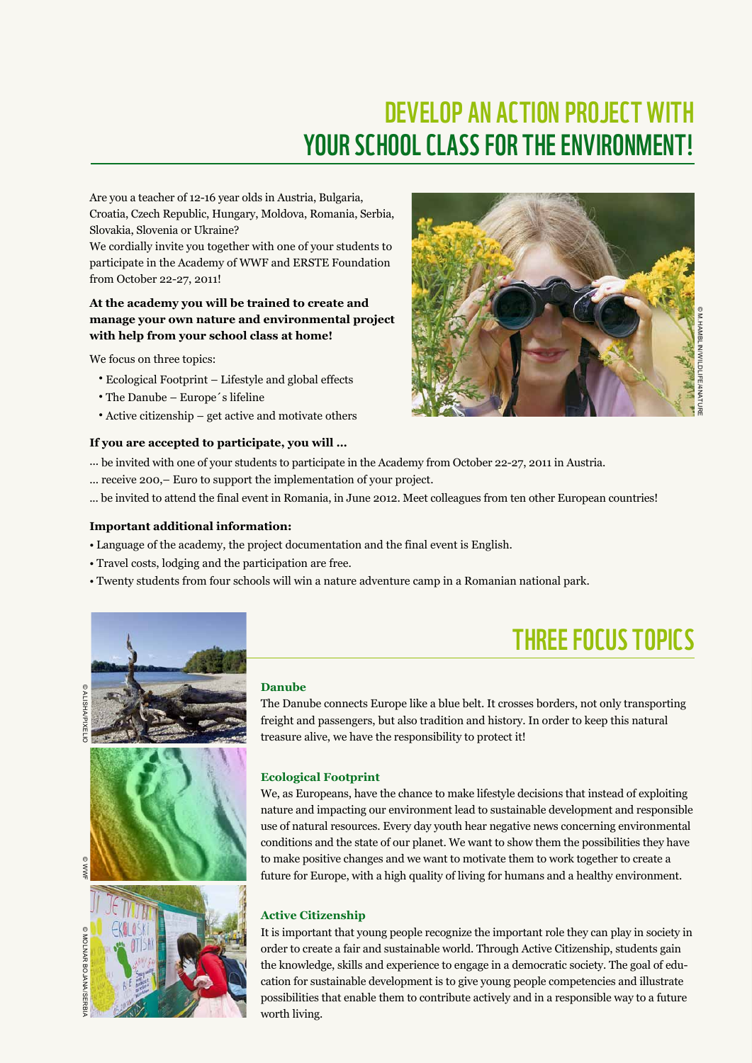# DEVELOP AN ACTION PROJECT WITH YOUR SCHOOL CLASS FOR THE ENVIRONMENT!

Are you a teacher of 12-16 year olds in Austria, Bulgaria, Croatia, Czech Republic, Hungary, Moldova, Romania, Serbia, Slovakia, Slovenia or Ukraine?

We cordially invite you together with one of your students to participate in the Academy of WWF and ERSTE Foundation from October 22-27, 2011!

**At the academy you will be trained to create and manage your own nature and environmental project with help from your school class at home!**

We focus on three topics:

- Ecological Footprint – Lifestyle and global effects
- The Danube – Europe´s lifeline
- Active citizenship – get active and motivate others

© M. HAMBLIN/WILDLIFE/4NATURE

**If you are accepted to participate, you will …**

… be invited with one of your students to participate in the Academy from October 22-27, 2011 in Austria.

… receive 200,– Euro to support the implementation of your project.

… be invited to attend the final event in Romania, in June 2012. Meet colleagues from ten other European countries!

**Important additional information:**

- Language of the academy, the project documentation and the final event is English.
- Travel costs, lodging and the participation are free.
- Twenty students from four schools will win a nature adventure camp in a Romanian national park.

© ALISHA/PIXELIO

© WWF

© MOLNAR BOJANA/SERBIA

## THREE FOCUS TOPICS

**Danube**

The Danube connects Europe like a blue belt. It crosses borders, not only transporting freight and passengers, but also tradition and history. In order to keep this natural treasure alive, we have the responsibility to protect it!

**Ecological Footprint**

We, as Europeans, have the chance to make lifestyle decisions that instead of exploiting nature and impacting our environment lead to sustainable development and responsible use of natural resources. Every day youth hear negative news concerning environmental conditions and the state of our planet. We want to show them the possibilities they have to make positive changes and we want to motivate them to work together to create a future for Europe, with a high quality of living for humans and a healthy environment.

**Active Citizenship**

It is important that young people recognize the important role they can play in society in order to create a fair and sustainable world. Through Active Citizenship, students gain the knowledge, skills and experience to engage in a democratic society. The goal of education for sustainable development is to give young people competencies and illustrate possibilities that enable them to contribute actively and in a responsible way to a future worth living.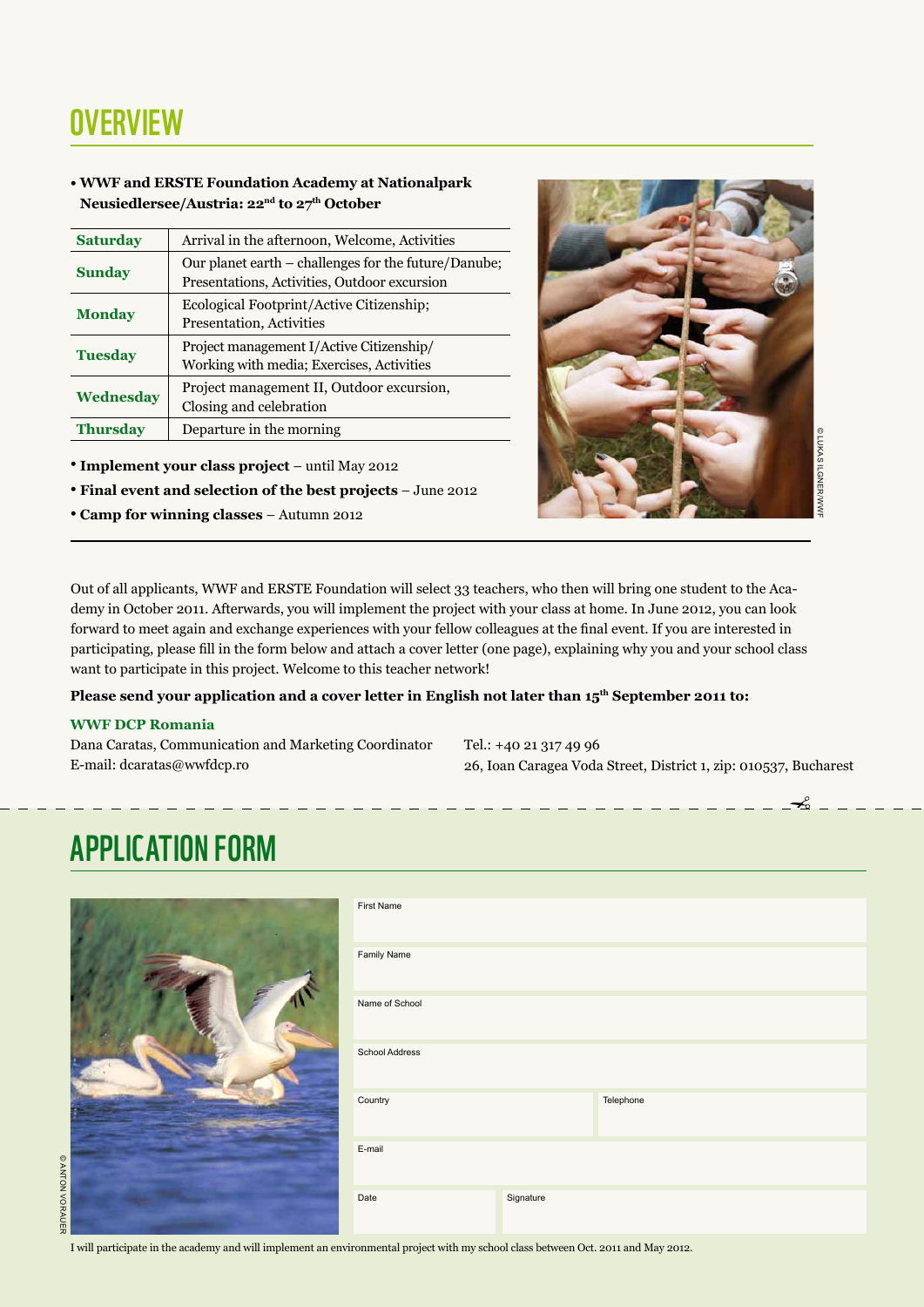# OVERVIEW

- **WWF and ERSTE Foundation Academy at Nationalpark Neusiedlersee/Austria: 22nd to 27th October**

| | |
|---|---|
| **Saturday** | Arrival in the afternoon, Welcome, Activities |
| **Sunday** | Our planet earth – challenges for the future/Danube; Presentations, Activities, Outdoor excursion |
| **Monday** | Ecological Footprint/Active Citizenship; Presentation, Activities |
| **Tuesday** | Project management I/Active Citizenship/ Working with media; Exercises, Activities |
| **Wednesday** | Project management II, Outdoor excursion, Closing and celebration |
| **Thursday** | Departure in the morning |

- **Implement your class project** – until May 2012
- **Final event and selection of the best projects** – June 2012
- **Camp for winning classes** – Autumn 2012

© LUKAS ILGNER/WWF

Out of all applicants, WWF and ERSTE Foundation will select 33 teachers, who then will bring one student to the Academy in October 2011. Afterwards, you will implement the project with your class at home. In June 2012, you can look forward to meet again and exchange experiences with your fellow colleagues at the final event. If you are interested in participating, please fill in the form below and attach a cover letter (one page), explaining why you and your school class want to participate in this project. Welcome to this teacher network!

**Please send your application and a cover letter in English not later than 15th September 2011 to:**

**WWF DCP Romania**

Dana Caratas, Communication and Marketing Coordinator
E-mail: dcaratas@wwfdcp.ro

Tel.: +40 21 317 49 96
26, Ioan Caragea Voda Street, District 1, zip: 010537, Bucharest

# APPLICATION FORM

© ANTON VORAUER

| | |
|---|---|
| First Name | |
| Family Name | |
| Name of School | |
| School Address | |
| Country | Telephone |
| E-mail | |
| Date | Signature |

I will participate in the academy and will implement an environmental project with my school class between Oct. 2011 and May 2012.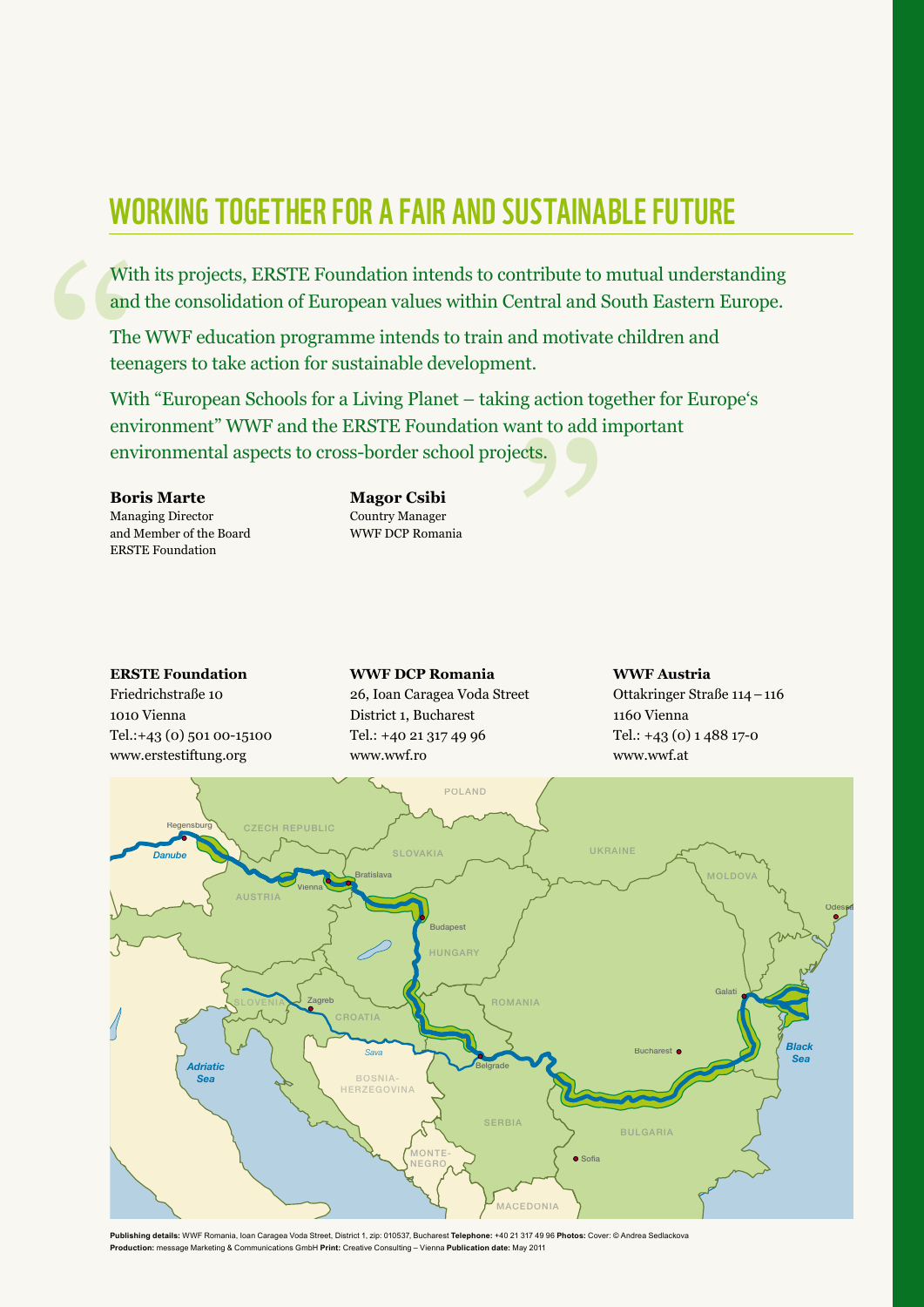# WORKING TOGETHER FOR A FAIR AND SUSTAINABLE FUTURE

With its projects, ERSTE Foundation intends to contribute to mutual understanding and the consolidation of European values within Central and South Eastern Europe.

The WWF education programme intends to train and motivate children and teenagers to take action for sustainable development.

With "European Schools for a Living Planet – taking action together for Europe's environment" WWF and the ERSTE Foundation want to add important environmental aspects to cross-border school projects.

**Boris Marte**
Managing Director
and Member of the Board
ERSTE Foundation

**Magor Csibi**
Country Manager
WWF DCP Romania

**ERSTE Foundation**
Friedrichstraße 10
1010 Vienna
Tel.:+43 (0) 501 00-15100
www.erstestiftung.org

**WWF DCP Romania**
26, Ioan Caragea Voda Street
District 1, Bucharest
Tel.: +40 21 317 49 96
www.wwf.ro

**WWF Austria**
Ottakringer Straße 114 – 116
1160 Vienna
Tel.: +43 (0) 1 488 17-0
www.wwf.at

POLAND
CZECH REPUBLIC
SLOVAKIA
UKRAINE
MOLDOVA
AUSTRIA
HUNGARY
ROMANIA
SLOVENIA
CROATIA
BOSNIA-HERZEGOVINA
SERBIA
MONTE-NEGRO
BULGARIA
MACEDONIA
Regensburg
Danube
Vienna
Bratislava
Budapest
Zagreb
Sava
Belgrade
Bucharest
Galati
Odessa
Sofia
Adriatic Sea
Black Sea

**Publishing details:** WWF Romania, Ioan Caragea Voda Street, District 1, zip: 010537, Bucharest **Telephone:** +40 21 317 49 96 **Photos:** Cover: © Andrea Sedlackova
**Production:** message Marketing & Communications GmbH **Print:** Creative Consulting – Vienna **Publication date:** May 2011